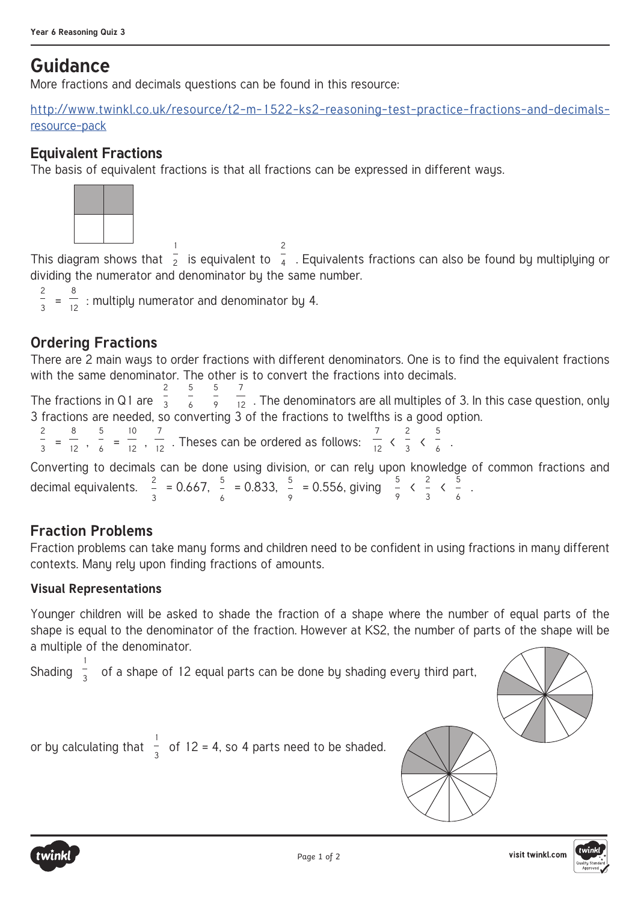# Guidance

More fractions and decimals questions can be found in this resource:

[http://www.twinkl.co.uk/resource/t2-m-1522-ks2-reasoning-test-practice-fractions-and-decimals-resource-pack](http://www.twinkl.co.uk/resource/t2-m-1522-ks2-reasoning-test-practice-fractions-and-decimals-resource-pack)

## Equivalent Fractions

The basis of equivalent fractions is that all fractions can be expressed in different ways.

This diagram shows that $\frac{1}{2}$ is equivalent to $\frac{2}{4}$. Equivalents fractions can also be found by multiplying or dividing the numerator and denominator by the same number.

$\frac{2}{3} = \frac{8}{12}$ : multiply numerator and denominator by 4.

## Ordering Fractions

There are 2 main ways to order fractions with different denominators. One is to find the equivalent fractions with the same denominator. The other is to convert the fractions into decimals.

The fractions in Q1 are $\frac{2}{3}$ $\frac{5}{6}$ $\frac{5}{9}$ $\frac{7}{12}$. The denominators are all multiples of 3. In this case question, only 3 fractions are needed, so converting 3 of the fractions to twelfths is a good option.

$\frac{2}{3} = \frac{8}{12}$, $\frac{5}{6} = \frac{10}{12}$, $\frac{7}{12}$. Theses can be ordered as follows: $\frac{7}{12} < \frac{2}{3} < \frac{5}{6}$.

Converting to decimals can be done using division, or can rely upon knowledge of common fractions and decimal equivalents. $\frac{2}{3}$ = 0.667, $\frac{5}{6}$ = 0.833, $\frac{5}{9}$ = 0.556, giving $\frac{5}{9} < \frac{2}{3} < \frac{5}{6}$.

## Fraction Problems

Fraction problems can take many forms and children need to be confident in using fractions in many different contexts. Many rely upon finding fractions of amounts.

### Visual Representations

Younger children will be asked to shade the fraction of a shape where the number of equal parts of the shape is equal to the denominator of the fraction. However at KS2, the number of parts of the shape will be a multiple of the denominator.

Shading $\frac{1}{3}$ of a shape of 12 equal parts can be done by shading every third part,

or by calculating that $\frac{1}{3}$ of 12 = 4, so 4 parts need to be shaded.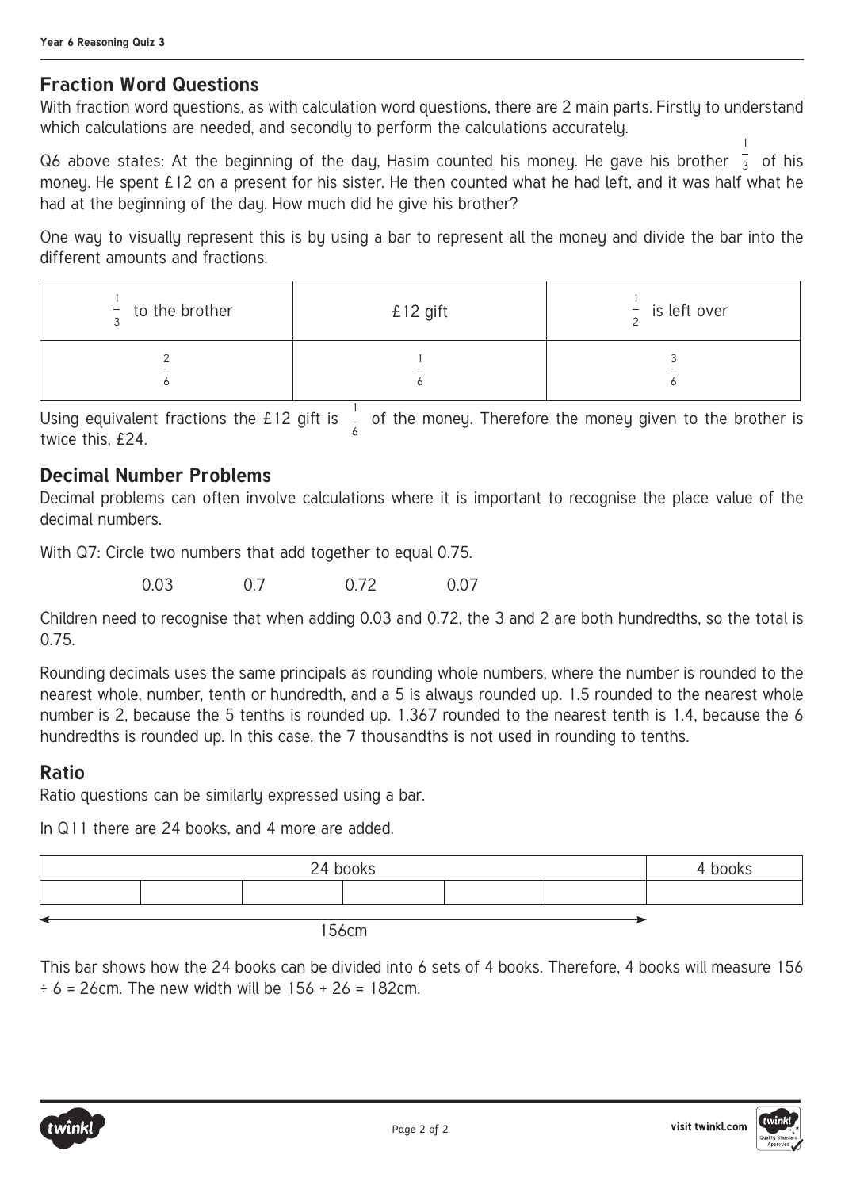## Fraction Word Questions

With fraction word questions, as with calculation word questions, there are 2 main parts. Firstly to understand which calculations are needed, and secondly to perform the calculations accurately.

Q6 above states: At the beginning of the day, Hasim counted his money. He gave his brother $\frac{1}{3}$ of his money. He spent £12 on a present for his sister. He then counted what he had left, and it was half what he had at the beginning of the day. How much did he give his brother?

One way to visually represent this is by using a bar to represent all the money and divide the bar into the different amounts and fractions.

| | | |
|---|---|---|
| $\frac{1}{3}$ to the brother | £12 gift | $\frac{1}{2}$ is left over |
| $\frac{2}{6}$ | $\frac{1}{6}$ | $\frac{3}{6}$ |

Using equivalent fractions the £12 gift is $\frac{1}{6}$ of the money. Therefore the money given to the brother is twice this, £24.

## Decimal Number Problems

Decimal problems can often involve calculations where it is important to recognise the place value of the decimal numbers.

With Q7: Circle two numbers that add together to equal 0.75.

0.03 0.7 0.72 0.07

Children need to recognise that when adding 0.03 and 0.72, the 3 and 2 are both hundredths, so the total is 0.75.

Rounding decimals uses the same principals as rounding whole numbers, where the number is rounded to the nearest whole, number, tenth or hundredth, and a 5 is always rounded up. 1.5 rounded to the nearest whole number is 2, because the 5 tenths is rounded up. 1.367 rounded to the nearest tenth is 1.4, because the 6 hundredths is rounded up. In this case, the 7 thousandths is not used in rounding to tenths.

## Ratio

Ratio questions can be similarly expressed using a bar.

In Q11 there are 24 books, and 4 more are added.

| 24 books | | | | | | 4 books |
|---|---|---|---|---|---|---|
| | | | | | | |

156cm

This bar shows how the 24 books can be divided into 6 sets of 4 books. Therefore, 4 books will measure 156 ÷ 6 = 26cm. The new width will be 156 + 26 = 182cm.